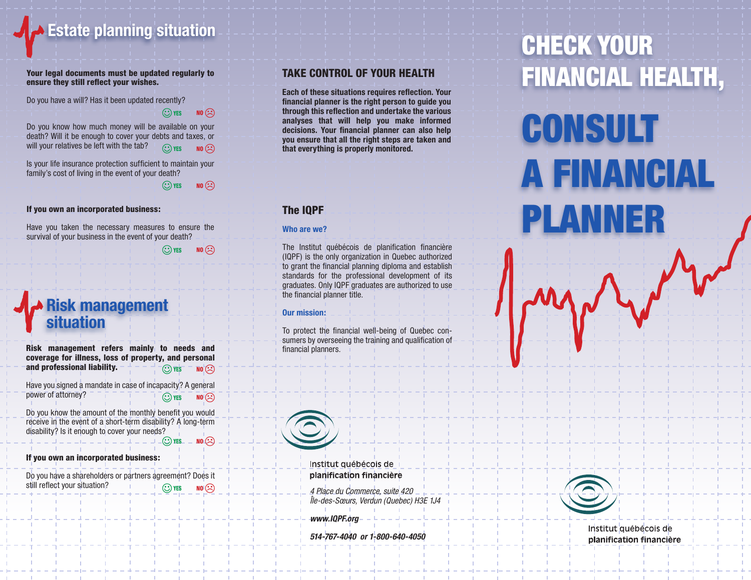## Estate planning situation

**Your legal documents must be updated regularly to ensure they still reflect your wishes.**

Do you have a will? Has it been updated recently?
YES NO

Do you know how much money will be available on your death? Will it be enough to cover your debts and taxes, or will your relatives be left with the tab?
YES NO

Is your life insurance protection sufficient to maintain your family's cost of living in the event of your death?
YES NO

**If you own an incorporated business:**

Have you taken the necessary measures to ensure the survival of your business in the event of your death?
YES NO

## Risk management situation

**Risk management refers mainly to needs and coverage for illness, loss of property, and personal and professional liability.**
YES NO

Have you signed a mandate in case of incapacity? A general power of attorney?
YES NO

Do you know the amount of the monthly benefit you would receive in the event of a short-term disability? A long-term disability? Is it enough to cover your needs?
YES NO

**If you own an incorporated business:**

Do you have a shareholders or partners agreement? Does it still reflect your situation?
YES NO

## TAKE CONTROL OF YOUR HEALTH

**Each of these situations requires reflection. Your financial planner is the right person to guide you through this reflection and undertake the various analyses that will help you make informed decisions. Your financial planner can also help you ensure that all the right steps are taken and that everything is properly monitored.**

## The IQPF

### Who are we?

The Institut québécois de planification financière (IQPF) is the only organization in Quebec authorized to grant the financial planning diploma and establish standards for the professional development of its graduates. Only IQPF graduates are authorized to use the financial planner title.

### Our mission:

To protect the financial well-being of Quebec consumers by overseeing the training and qualification of financial planners.

Institut québécois de planification financière

*4 Place du Commerce, suite 420*
*Île-des-Sœurs, Verdun (Quebec) H3E 1J4*

***www.IQPF.org***

***514-767-4040 or 1-800-640-4050***

# CHECK YOUR FINANCIAL HEALTH,

# CONSULT A FINANCIAL PLANNER

Institut québécois de planification financière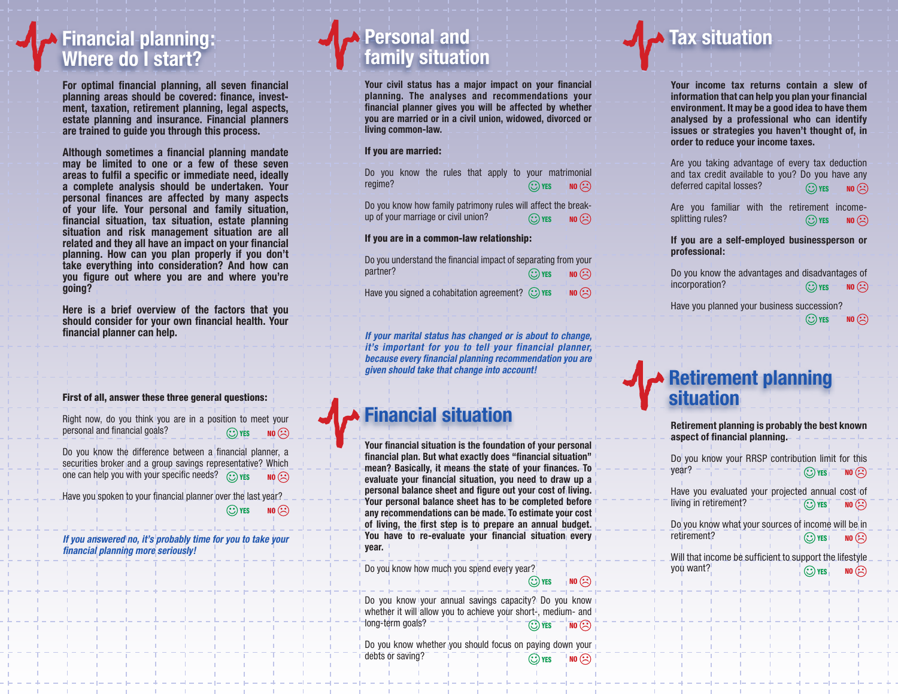## Financial planning: Where do I start?

**For optimal financial planning, all seven financial planning areas should be covered: finance, investment, taxation, retirement planning, legal aspects, estate planning and insurance. Financial planners are trained to guide you through this process.**

**Although sometimes a financial planning mandate may be limited to one or a few of these seven areas to fulfil a specific or immediate need, ideally a complete analysis should be undertaken. Your personal finances are affected by many aspects of your life. Your personal and family situation, financial situation, tax situation, estate planning situation and risk management situation are all related and they all have an impact on your financial planning. How can you plan properly if you don't take everything into consideration? And how can you figure out where you are and where you're going?**

**Here is a brief overview of the factors that you should consider for your own financial health. Your financial planner can help.**

**First of all, answer these three general questions:**

Right now, do you think you are in a position to meet your personal and financial goals? YES NO

Do you know the difference between a financial planner, a securities broker and a group savings representative? Which one can help you with your specific needs? YES NO

Have you spoken to your financial planner over the last year? YES NO

*If you answered no, it's probably time for you to take your financial planning more seriously!*

## Personal and family situation

**Your civil status has a major impact on your financial planning. The analyses and recommendations your financial planner gives you will be affected by whether you are married or in a civil union, widowed, divorced or living common-law.**

**If you are married:**

Do you know the rules that apply to your matrimonial regime? YES NO

Do you know how family patrimony rules will affect the break-up of your marriage or civil union? YES NO

**If you are in a common-law relationship:**

Do you understand the financial impact of separating from your partner? YES NO

Have you signed a cohabitation agreement? YES NO

*If your marital status has changed or is about to change, it's important for you to tell your financial planner, because every financial planning recommendation you are given should take that change into account!*

## Financial situation

**Your financial situation is the foundation of your personal financial plan. But what exactly does "financial situation" mean? Basically, it means the state of your finances. To evaluate your financial situation, you need to draw up a personal balance sheet and figure out your cost of living. Your personal balance sheet has to be completed before any recommendations can be made. To estimate your cost of living, the first step is to prepare an annual budget. You have to re-evaluate your financial situation every year.**

Do you know how much you spend every year? YES NO

Do you know your annual savings capacity? Do you know whether it will allow you to achieve your short-, medium- and long-term goals? YES NO

Do you know whether you should focus on paying down your debts or saving? YES NO

## Tax situation

**Your income tax returns contain a slew of information that can help you plan your financial environment. It may be a good idea to have them analysed by a professional who can identify issues or strategies you haven't thought of, in order to reduce your income taxes.**

Are you taking advantage of every tax deduction and tax credit available to you? Do you have any deferred capital losses? YES NO

Are you familiar with the retirement income-splitting rules? YES NO

**If you are a self-employed businessperson or professional:**

Do you know the advantages and disadvantages of incorporation? YES NO

Have you planned your business succession? YES NO

## Retirement planning situation

**Retirement planning is probably the best known aspect of financial planning.**

Do you know your RRSP contribution limit for this year? YES NO

Have you evaluated your projected annual cost of living in retirement? YES NO

Do you know what your sources of income will be in retirement? YES NO

Will that income be sufficient to support the lifestyle you want? YES NO